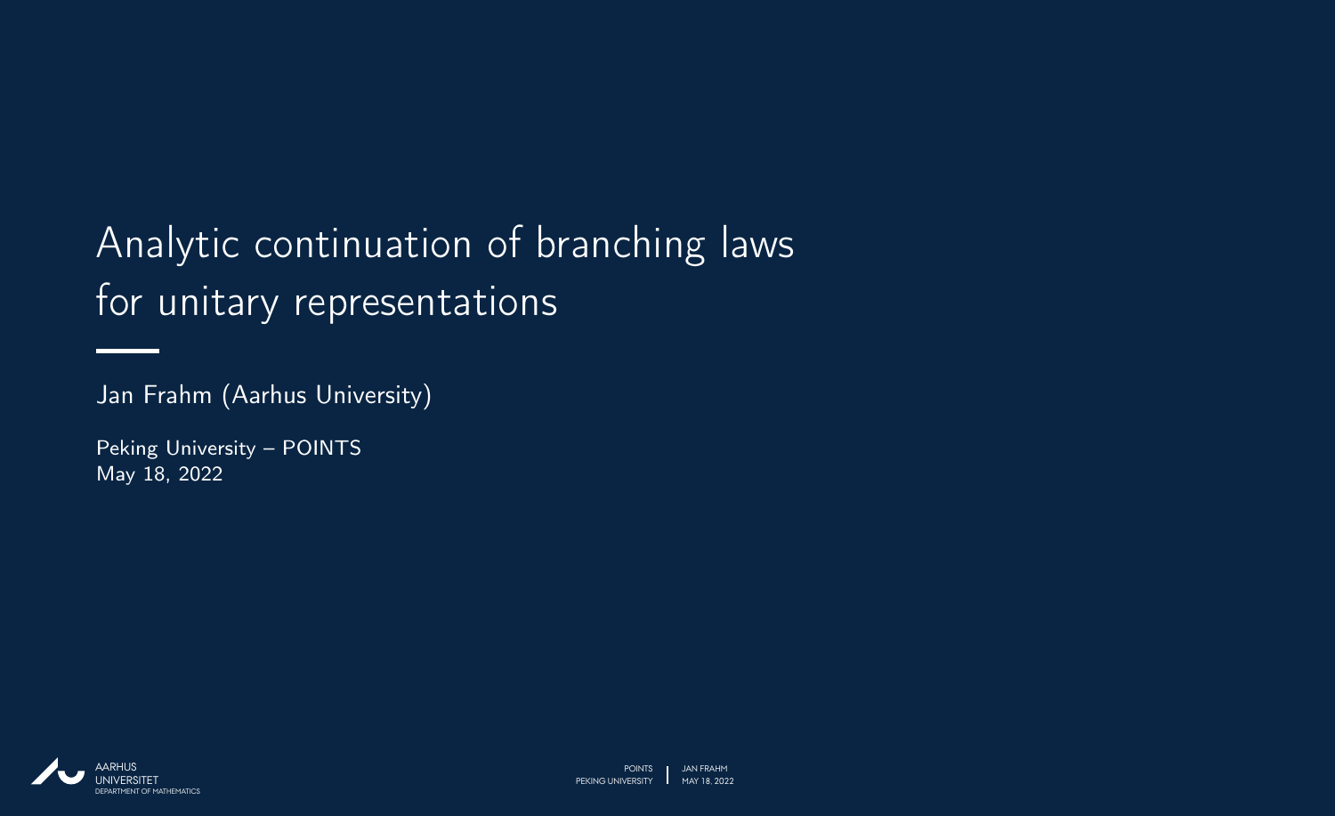# Analytic continuation of branching laws for unitary representations

Jan Frahm (Aarhus University)

Peking University – POINTS
May 18, 2022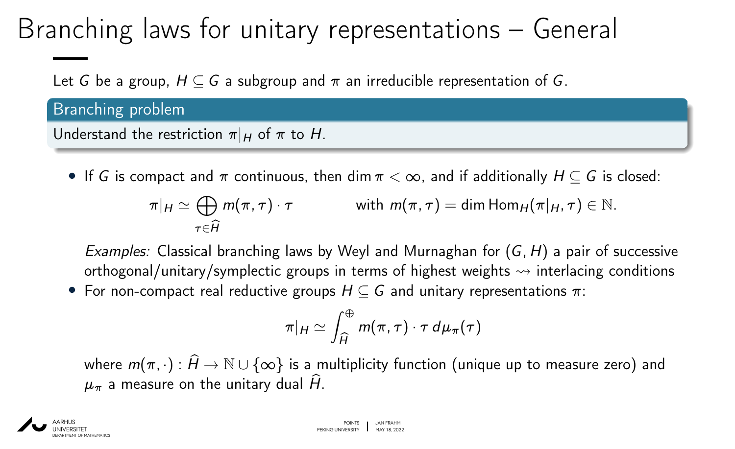# Branching laws for unitary representations – General

Let $G$ be a group, $H \subseteq G$ a subgroup and $\pi$ an irreducible representation of $G$.

**Branching problem**

Understand the restriction $\pi|_H$ of $\pi$ to $H$.

- If $G$ is compact and $\pi$ continuous, then $\dim \pi < \infty$, and if additionally $H \subseteq G$ is closed:

$$\pi|_H \simeq \bigoplus_{\tau \in \widehat{H}} m(\pi, \tau) \cdot \tau \qquad \text{with } m(\pi,\tau) = \dim \operatorname{Hom}_H(\pi|_H, \tau) \in \mathbb{N}.$$

  *Examples:* Classical branching laws by Weyl and Murnaghan for $(G, H)$ a pair of successive orthogonal/unitary/symplectic groups in terms of highest weights $\rightsquigarrow$ interlacing conditions

- For non-compact real reductive groups $H \subseteq G$ and unitary representations $\pi$:

$$\pi|_H \simeq \int_{\widehat{H}}^{\oplus} m(\pi, \tau) \cdot \tau \, d\mu_\pi(\tau)$$

  where $m(\pi, \cdot) : \widehat{H} \to \mathbb{N} \cup \{\infty\}$ is a multiplicity function (unique up to measure zero) and $\mu_\pi$ a measure on the unitary dual $\widehat{H}$.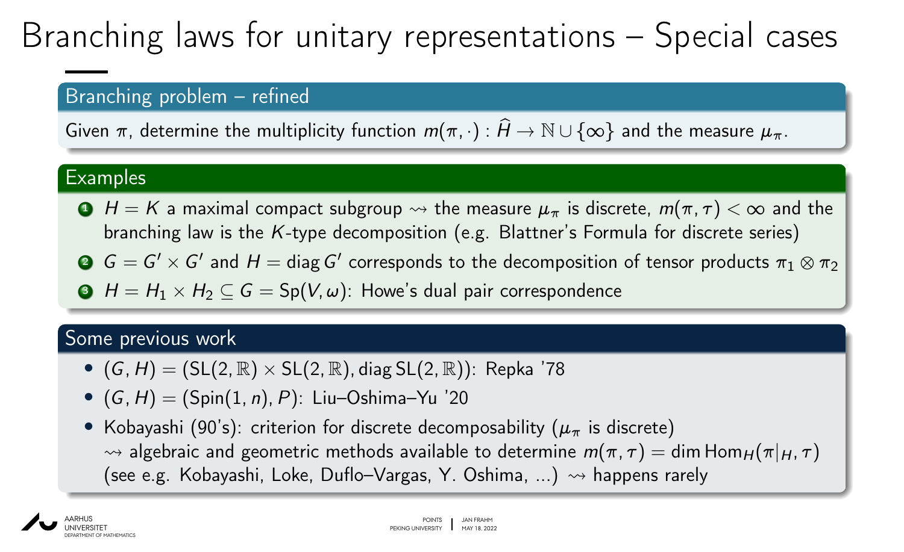# Branching laws for unitary representations – Special cases

### Branching problem – refined

Given $\pi$, determine the multiplicity function $m(\pi,\cdot) : \widehat{H} \to \mathbb{N} \cup \{\infty\}$ and the measure $\mu_\pi$.

### Examples

1. $H = K$ a maximal compact subgroup $\rightsquigarrow$ the measure $\mu_\pi$ is discrete, $m(\pi,\tau) < \infty$ and the branching law is the $K$-type decomposition (e.g. Blattner's Formula for discrete series)
2. $G = G' \times G'$ and $H = \operatorname{diag} G'$ corresponds to the decomposition of tensor products $\pi_1 \otimes \pi_2$
3. $H = H_1 \times H_2 \subseteq G = \mathrm{Sp}(V,\omega)$: Howe's dual pair correspondence

### Some previous work

- $(G,H) = (\mathrm{SL}(2,\mathbb{R}) \times \mathrm{SL}(2,\mathbb{R}), \operatorname{diag} \mathrm{SL}(2,\mathbb{R}))$: Repka '78
- $(G,H) = (\mathrm{Spin}(1,n), P)$: Liu–Oshima–Yu '20
- Kobayashi (90's): criterion for discrete decomposability ($\mu_\pi$ is discrete)
  $\rightsquigarrow$ algebraic and geometric methods available to determine $m(\pi,\tau) = \dim \mathrm{Hom}_H(\pi|_H, \tau)$
  (see e.g. Kobayashi, Loke, Duflo–Vargas, Y. Oshima, ...) $\rightsquigarrow$ happens rarely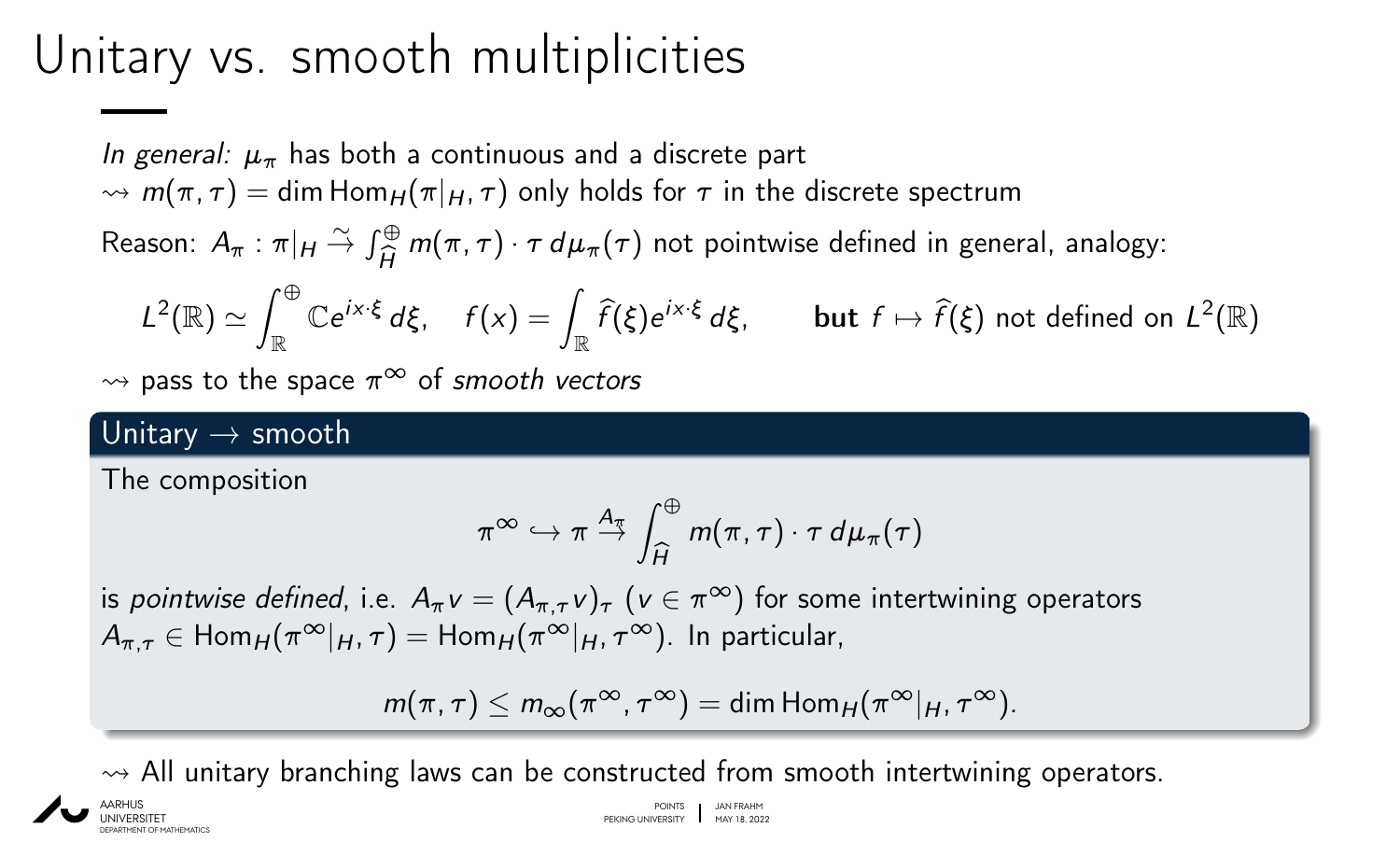# Unitary vs. smooth multiplicities

*In general:* $\mu_\pi$ has both a continuous and a discrete part
$\rightsquigarrow$ $m(\pi,\tau) = \dim \operatorname{Hom}_H(\pi|_H, \tau)$ only holds for $\tau$ in the discrete spectrum

Reason: $A_\pi : \pi|_H \xrightarrow{\sim} \int_{\widehat{H}}^{\oplus} m(\pi,\tau)\cdot\tau \, d\mu_\pi(\tau)$ not pointwise defined in general, analogy:

$$L^2(\mathbb{R}) \simeq \int_{\mathbb{R}}^{\oplus} \mathbb{C}e^{ix\cdot\xi}\, d\xi, \quad f(x) = \int_{\mathbb{R}} \widehat{f}(\xi) e^{ix\cdot\xi}\, d\xi, \qquad \textbf{but } f \mapsto \widehat{f}(\xi) \text{ not defined on } L^2(\mathbb{R})$$

$\rightsquigarrow$ pass to the space $\pi^\infty$ of *smooth vectors*

## Unitary $\to$ smooth

The composition

$$\pi^\infty \hookrightarrow \pi \xrightarrow{A_\pi} \int_{\widehat{H}}^{\oplus} m(\pi,\tau)\cdot\tau\, d\mu_\pi(\tau)$$

is *pointwise defined*, i.e. $A_\pi v = (A_{\pi,\tau} v)_\tau$ ($v \in \pi^\infty$) for some intertwining operators $A_{\pi,\tau} \in \operatorname{Hom}_H(\pi^\infty|_H, \tau) = \operatorname{Hom}_H(\pi^\infty|_H, \tau^\infty)$. In particular,

$$m(\pi,\tau) \leq m_\infty(\pi^\infty, \tau^\infty) = \dim \operatorname{Hom}_H(\pi^\infty|_H, \tau^\infty).$$

$\rightsquigarrow$ All unitary branching laws can be constructed from smooth intertwining operators.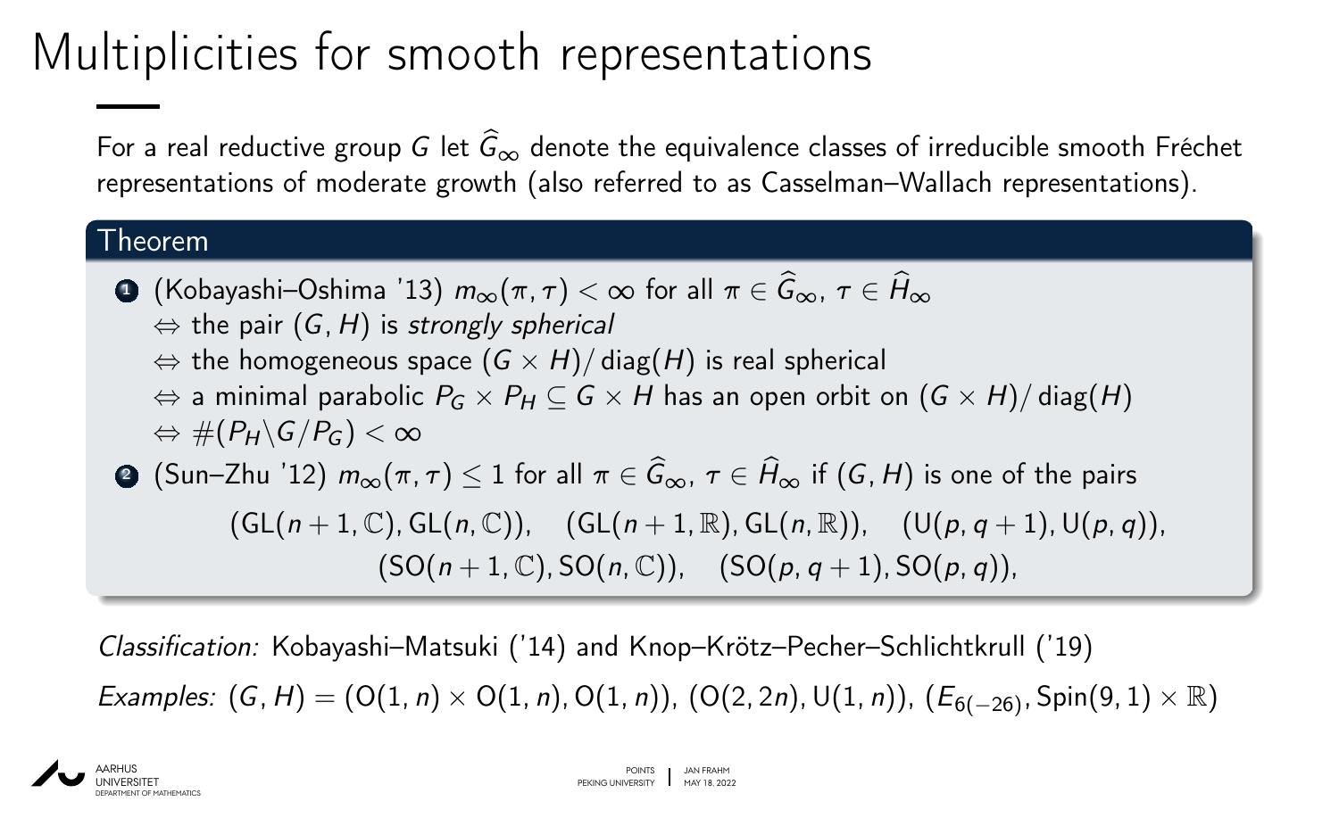# Multiplicities for smooth representations

For a real reductive group $G$ let $\widehat{G}_\infty$ denote the equivalence classes of irreducible smooth Fréchet representations of moderate growth (also referred to as Casselman–Wallach representations).

**Theorem**

1. (Kobayashi–Oshima '13) $m_\infty(\pi,\tau) < \infty$ for all $\pi \in \widehat{G}_\infty$, $\tau \in \widehat{H}_\infty$
   $\Leftrightarrow$ the pair $(G,H)$ is *strongly spherical*
   $\Leftrightarrow$ the homogeneous space $(G \times H)/\operatorname{diag}(H)$ is real spherical
   $\Leftrightarrow$ a minimal parabolic $P_G \times P_H \subseteq G \times H$ has an open orbit on $(G \times H)/\operatorname{diag}(H)$
   $\Leftrightarrow \#(P_H \backslash G / P_G) < \infty$
2. (Sun–Zhu '12) $m_\infty(\pi,\tau) \leq 1$ for all $\pi \in \widehat{G}_\infty$, $\tau \in \widehat{H}_\infty$ if $(G,H)$ is one of the pairs

$$(\mathrm{GL}(n+1,\mathbb{C}),\mathrm{GL}(n,\mathbb{C})), \quad (\mathrm{GL}(n+1,\mathbb{R}),\mathrm{GL}(n,\mathbb{R})), \quad (\mathrm{U}(p,q+1),\mathrm{U}(p,q)),$$
$$(\mathrm{SO}(n+1,\mathbb{C}),\mathrm{SO}(n,\mathbb{C})), \quad (\mathrm{SO}(p,q+1),\mathrm{SO}(p,q)),$$

*Classification:* Kobayashi–Matsuki ('14) and Knop–Krötz–Pecher–Schlichtkrull ('19)

*Examples:* $(G,H) = (\mathrm{O}(1,n) \times \mathrm{O}(1,n), \mathrm{O}(1,n))$, $(\mathrm{O}(2,2n), \mathrm{U}(1,n))$, $(E_{6(-26)}, \mathrm{Spin}(9,1) \times \mathbb{R})$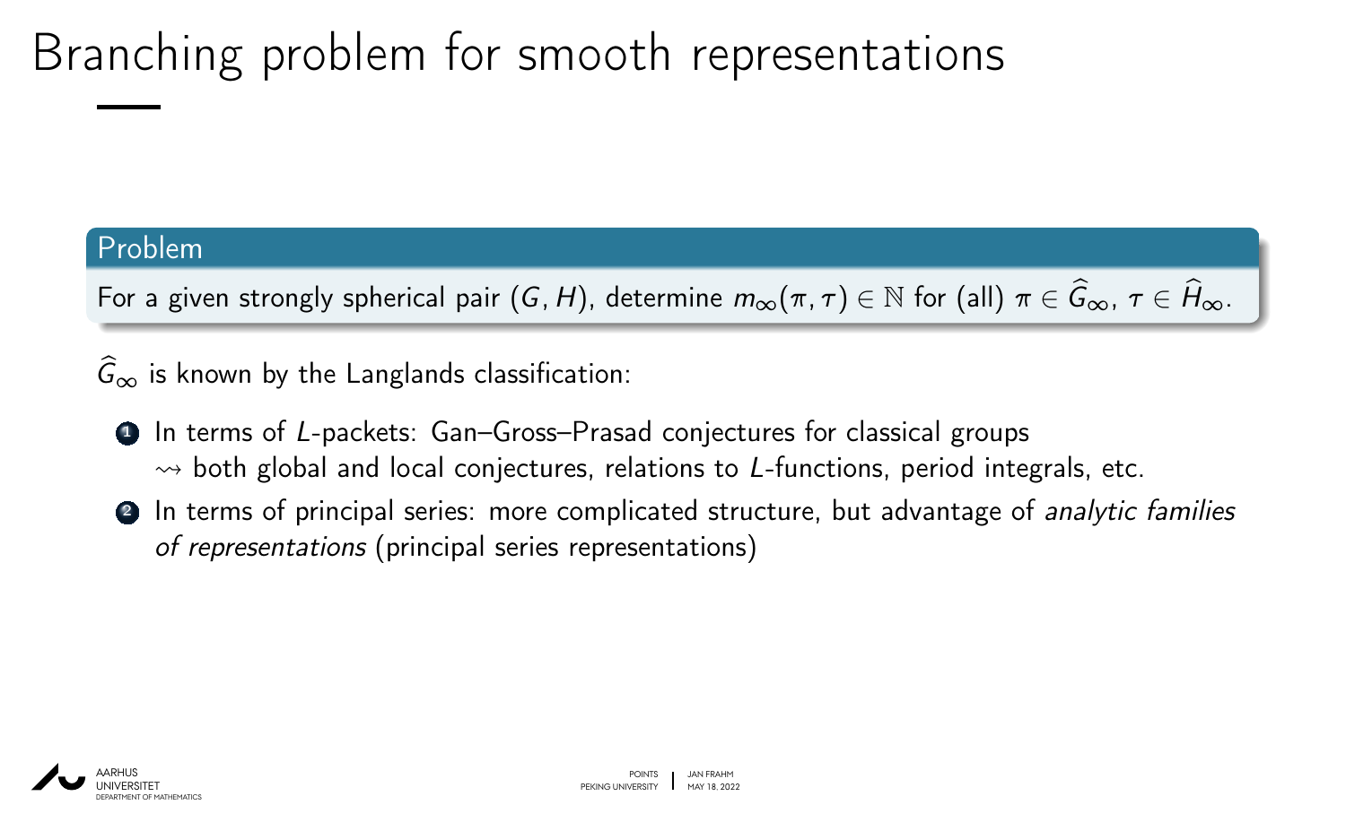# Branching problem for smooth representations

**Problem**

For a given strongly spherical pair $(G, H)$, determine $m_\infty(\pi, \tau) \in \mathbb{N}$ for (all) $\pi \in \widehat{G}_\infty$, $\tau \in \widehat{H}_\infty$.

$\widehat{G}_\infty$ is known by the Langlands classification:

1. In terms of $L$-packets: Gan–Gross–Prasad conjectures for classical groups
   $\rightsquigarrow$ both global and local conjectures, relations to $L$-functions, period integrals, etc.
2. In terms of principal series: more complicated structure, but advantage of *analytic families of representations* (principal series representations)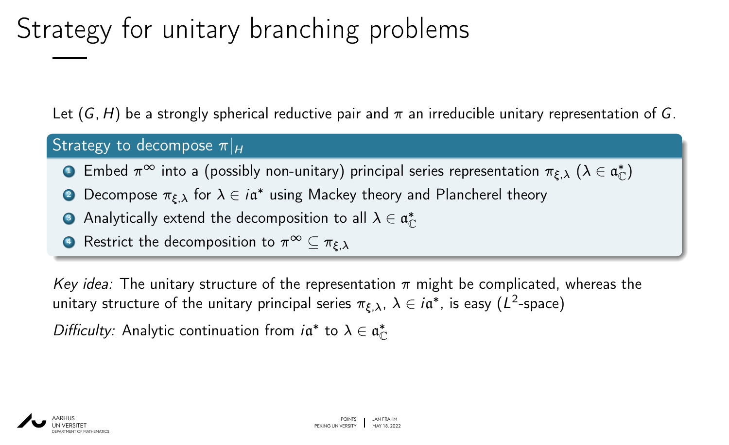# Strategy for unitary branching problems

Let $(G, H)$ be a strongly spherical reductive pair and $\pi$ an irreducible unitary representation of $G$.

**Strategy to decompose $\pi|_H$**

1. Embed $\pi^\infty$ into a (possibly non-unitary) principal series representation $\pi_{\xi,\lambda}$ ($\lambda \in \mathfrak{a}_\mathbb{C}^*$)
2. Decompose $\pi_{\xi,\lambda}$ for $\lambda \in i\mathfrak{a}^*$ using Mackey theory and Plancherel theory
3. Analytically extend the decomposition to all $\lambda \in \mathfrak{a}_\mathbb{C}^*$
4. Restrict the decomposition to $\pi^\infty \subseteq \pi_{\xi,\lambda}$

*Key idea:* The unitary structure of the representation $\pi$ might be complicated, whereas the unitary structure of the unitary principal series $\pi_{\xi,\lambda}$, $\lambda \in i\mathfrak{a}^*$, is easy ($L^2$-space)

*Difficulty:* Analytic continuation from $i\mathfrak{a}^*$ to $\lambda \in \mathfrak{a}_\mathbb{C}^*$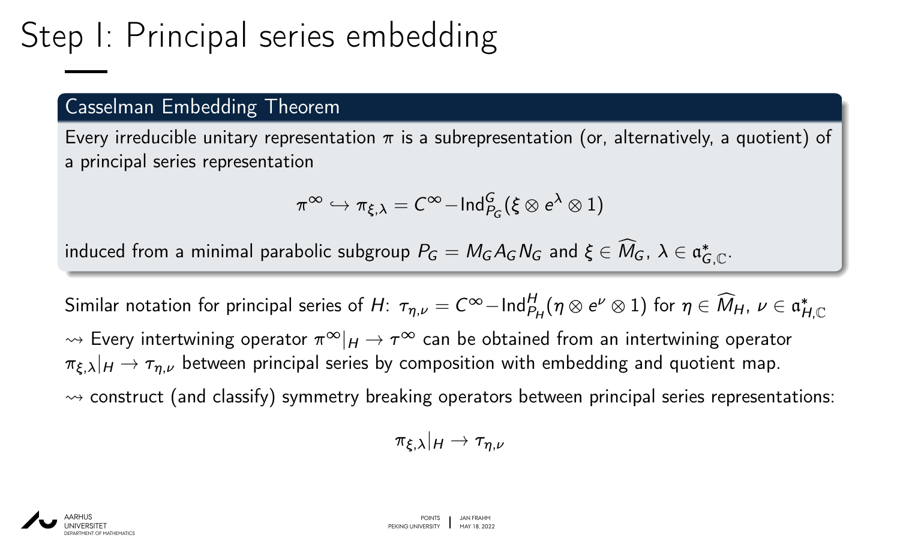# Step I: Principal series embedding

### Casselman Embedding Theorem

Every irreducible unitary representation $\pi$ is a subrepresentation (or, alternatively, a quotient) of a principal series representation

$$\pi^\infty \hookrightarrow \pi_{\xi,\lambda} = C^\infty\!-\mathrm{Ind}_{P_G}^G(\xi \otimes e^\lambda \otimes 1)$$

induced from a minimal parabolic subgroup $P_G = M_G A_G N_G$ and $\xi \in \widehat{M}_G$, $\lambda \in \mathfrak{a}_{G,\mathbb{C}}^*$.

Similar notation for principal series of $H$: $\tau_{\eta,\nu} = C^\infty\!-\mathrm{Ind}_{P_H}^H(\eta \otimes e^\nu \otimes 1)$ for $\eta \in \widehat{M}_H$, $\nu \in \mathfrak{a}_{H,\mathbb{C}}^*$

$\rightsquigarrow$ Every intertwining operator $\pi^\infty|_H \to \tau^\infty$ can be obtained from an intertwining operator $\pi_{\xi,\lambda}|_H \to \tau_{\eta,\nu}$ between principal series by composition with embedding and quotient map.

$\rightsquigarrow$ construct (and classify) symmetry breaking operators between principal series representations:

$$\pi_{\xi,\lambda}|_H \to \tau_{\eta,\nu}$$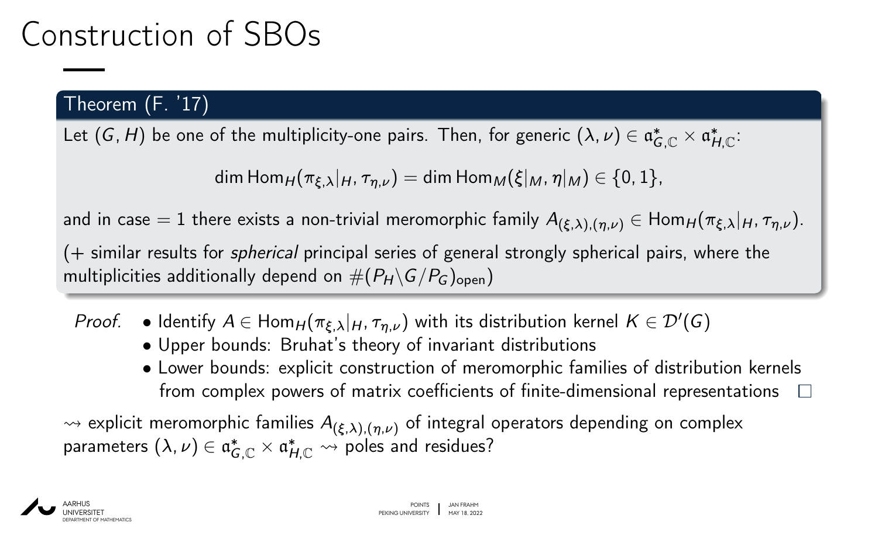# Construction of SBOs

**Theorem (F. '17)**

Let $(G, H)$ be one of the multiplicity-one pairs. Then, for generic $(\lambda, \nu) \in \mathfrak{a}^*_{G,\mathbb{C}} \times \mathfrak{a}^*_{H,\mathbb{C}}$:

$$\dim \operatorname{Hom}_H(\pi_{\xi,\lambda}|_H, \tau_{\eta,\nu}) = \dim \operatorname{Hom}_M(\xi|_M, \eta|_M) \in \{0, 1\},$$

and in case $= 1$ there exists a non-trivial meromorphic family $A_{(\xi,\lambda),(\eta,\nu)} \in \operatorname{Hom}_H(\pi_{\xi,\lambda}|_H, \tau_{\eta,\nu})$.

(+ similar results for *spherical* principal series of general strongly spherical pairs, where the multiplicities additionally depend on $\#(P_H \backslash G/P_G)_{\text{open}}$)

*Proof.*
- Identify $A \in \operatorname{Hom}_H(\pi_{\xi,\lambda}|_H, \tau_{\eta,\nu})$ with its distribution kernel $K \in \mathcal{D}'(G)$
- Upper bounds: Bruhat's theory of invariant distributions
- Lower bounds: explicit construction of meromorphic families of distribution kernels from complex powers of matrix coefficients of finite-dimensional representations □

$\rightsquigarrow$ explicit meromorphic families $A_{(\xi,\lambda),(\eta,\nu)}$ of integral operators depending on complex parameters $(\lambda, \nu) \in \mathfrak{a}^*_{G,\mathbb{C}} \times \mathfrak{a}^*_{H,\mathbb{C}}$ $\rightsquigarrow$ poles and residues?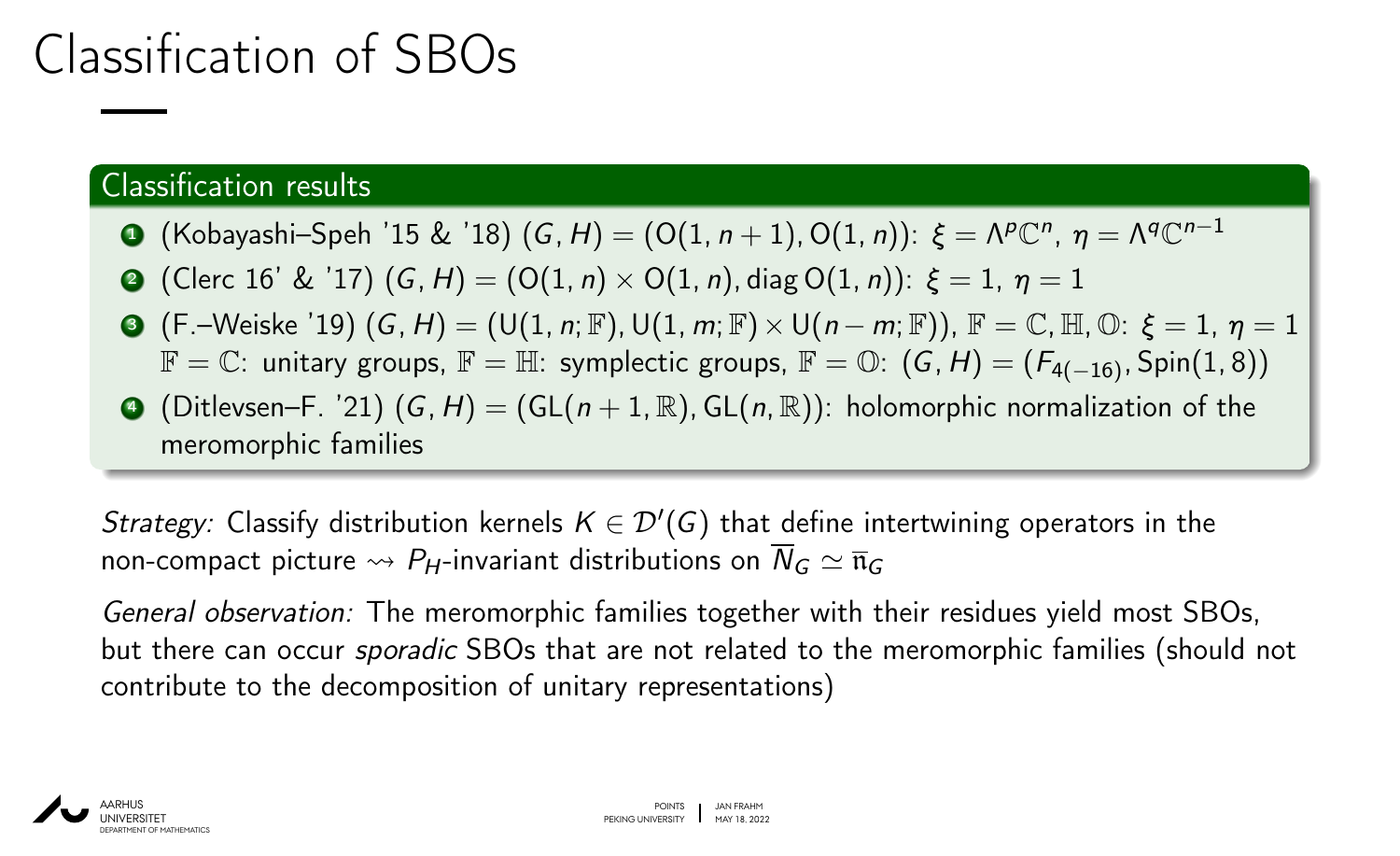# Classification of SBOs

## Classification results

1. (Kobayashi–Speh '15 & '18) $(G, H) = (\mathrm{O}(1, n+1), \mathrm{O}(1, n))$: $\xi = \Lambda^p\mathbb{C}^n$, $\eta = \Lambda^q\mathbb{C}^{n-1}$
2. (Clerc 16' & '17) $(G, H) = (\mathrm{O}(1, n) \times \mathrm{O}(1, n), \operatorname{diag} \mathrm{O}(1, n))$: $\xi = 1$, $\eta = 1$
3. (F.–Weiske '19) $(G, H) = (\mathrm{U}(1, n; \mathbb{F}), \mathrm{U}(1, m; \mathbb{F}) \times \mathrm{U}(n-m; \mathbb{F}))$, $\mathbb{F} = \mathbb{C}, \mathbb{H}, \mathbb{O}$: $\xi = 1$, $\eta = 1$
   $\mathbb{F} = \mathbb{C}$: unitary groups, $\mathbb{F} = \mathbb{H}$: symplectic groups, $\mathbb{F} = \mathbb{O}$: $(G, H) = (F_{4(-16)}, \mathrm{Spin}(1, 8))$
4. (Ditlevsen–F. '21) $(G, H) = (\mathrm{GL}(n+1, \mathbb{R}), \mathrm{GL}(n, \mathbb{R}))$: holomorphic normalization of the meromorphic families

*Strategy:* Classify distribution kernels $K \in \mathcal{D}'(G)$ that define intertwining operators in the non-compact picture $\rightsquigarrow$ $P_H$-invariant distributions on $\overline{N}_G \simeq \overline{\mathfrak{n}}_G$

*General observation:* The meromorphic families together with their residues yield most SBOs, but there can occur *sporadic* SBOs that are not related to the meromorphic families (should not contribute to the decomposition of unitary representations)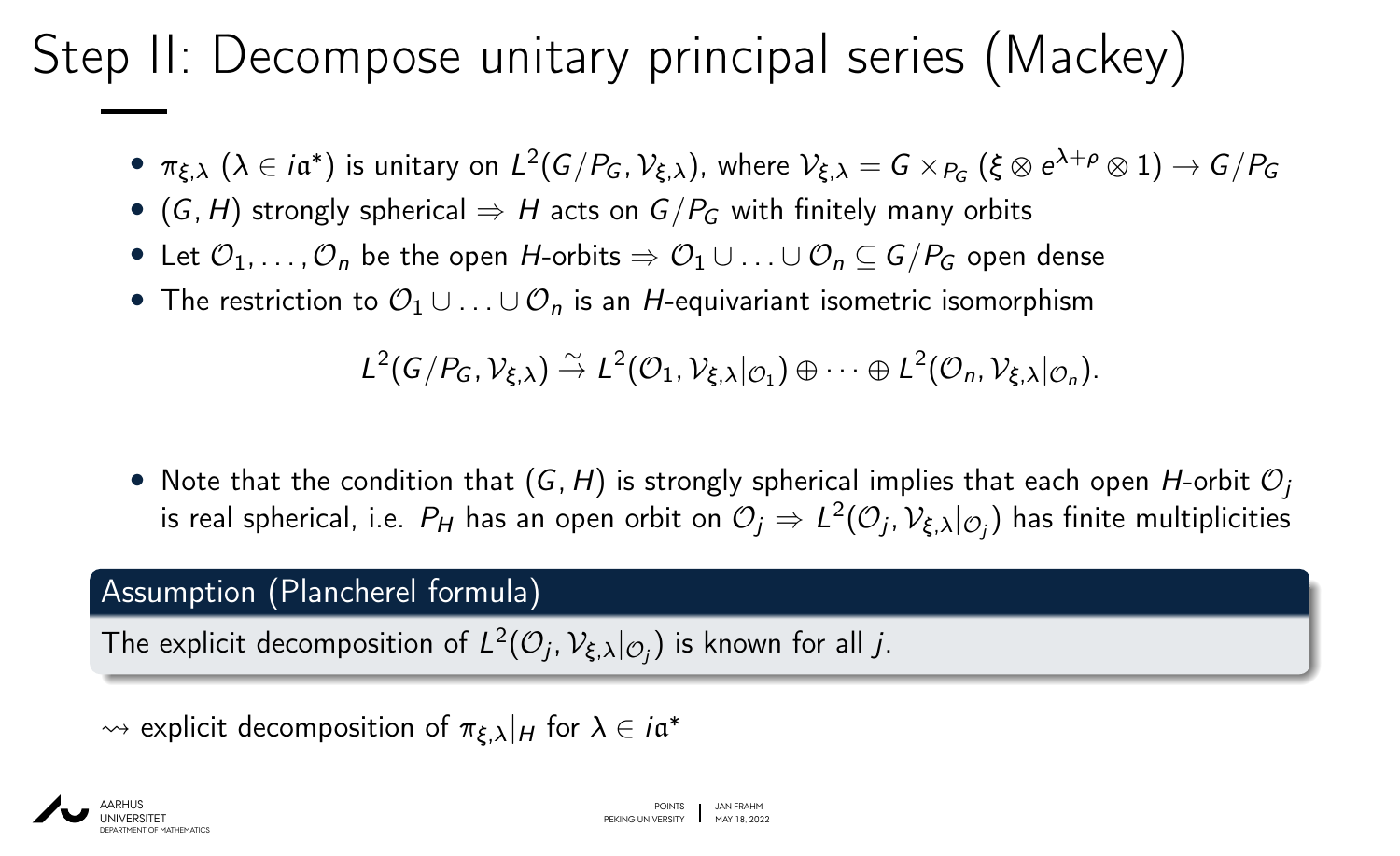# Step II: Decompose unitary principal series (Mackey)

- $\pi_{\xi,\lambda}$ ($\lambda \in i\mathfrak{a}^*$) is unitary on $L^2(G/P_G, \mathcal{V}_{\xi,\lambda})$, where $\mathcal{V}_{\xi,\lambda} = G \times_{P_G} (\xi \otimes e^{\lambda+\rho} \otimes 1) \to G/P_G$
- $(G, H)$ strongly spherical $\Rightarrow$ $H$ acts on $G/P_G$ with finitely many orbits
- Let $\mathcal{O}_1, \ldots, \mathcal{O}_n$ be the open $H$-orbits $\Rightarrow$ $\mathcal{O}_1 \cup \ldots \cup \mathcal{O}_n \subseteq G/P_G$ open dense
- The restriction to $\mathcal{O}_1 \cup \ldots \cup \mathcal{O}_n$ is an $H$-equivariant isometric isomorphism

$$L^2(G/P_G, \mathcal{V}_{\xi,\lambda}) \xrightarrow{\sim} L^2(\mathcal{O}_1, \mathcal{V}_{\xi,\lambda}|_{\mathcal{O}_1}) \oplus \cdots \oplus L^2(\mathcal{O}_n, \mathcal{V}_{\xi,\lambda}|_{\mathcal{O}_n}).$$

- Note that the condition that $(G, H)$ is strongly spherical implies that each open $H$-orbit $\mathcal{O}_j$ is real spherical, i.e. $P_H$ has an open orbit on $\mathcal{O}_j$ $\Rightarrow$ $L^2(\mathcal{O}_j, \mathcal{V}_{\xi,\lambda}|_{\mathcal{O}_j})$ has finite multiplicities

**Assumption (Plancherel formula)**

The explicit decomposition of $L^2(\mathcal{O}_j, \mathcal{V}_{\xi,\lambda}|_{\mathcal{O}_j})$ is known for all $j$.

$\rightsquigarrow$ explicit decomposition of $\pi_{\xi,\lambda}|_H$ for $\lambda \in i\mathfrak{a}^*$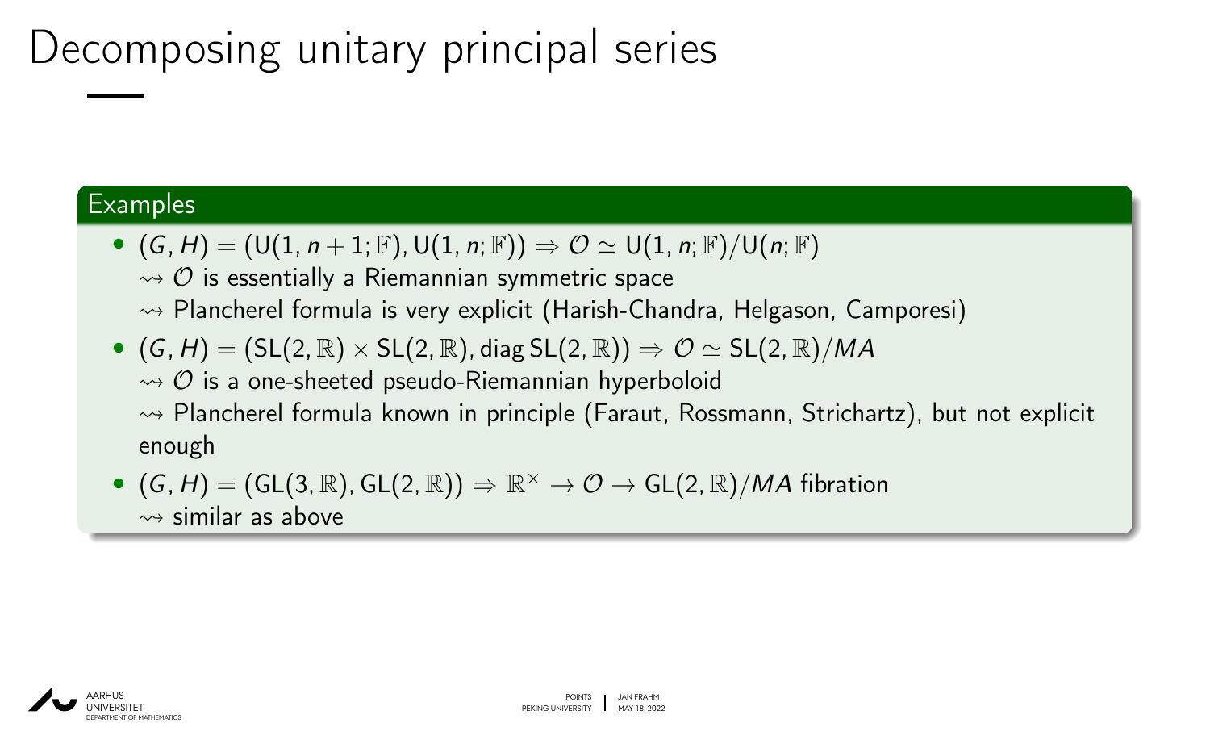# Decomposing unitary principal series

### Examples

- $(G, H) = (\mathrm{U}(1, n+1; \mathbb{F}), \mathrm{U}(1, n; \mathbb{F})) \Rightarrow \mathcal{O} \simeq \mathrm{U}(1, n; \mathbb{F})/\mathrm{U}(n; \mathbb{F})$
  $\rightsquigarrow$ $\mathcal{O}$ is essentially a Riemannian symmetric space
  $\rightsquigarrow$ Plancherel formula is very explicit (Harish-Chandra, Helgason, Camporesi)
- $(G, H) = (\mathrm{SL}(2, \mathbb{R}) \times \mathrm{SL}(2, \mathbb{R}), \operatorname{diag} \mathrm{SL}(2, \mathbb{R})) \Rightarrow \mathcal{O} \simeq \mathrm{SL}(2, \mathbb{R})/MA$
  $\rightsquigarrow$ $\mathcal{O}$ is a one-sheeted pseudo-Riemannian hyperboloid
  $\rightsquigarrow$ Plancherel formula known in principle (Faraut, Rossmann, Strichartz), but not explicit enough
- $(G, H) = (\mathrm{GL}(3, \mathbb{R}), \mathrm{GL}(2, \mathbb{R})) \Rightarrow \mathbb{R}^\times \to \mathcal{O} \to \mathrm{GL}(2, \mathbb{R})/MA$ fibration
  $\rightsquigarrow$ similar as above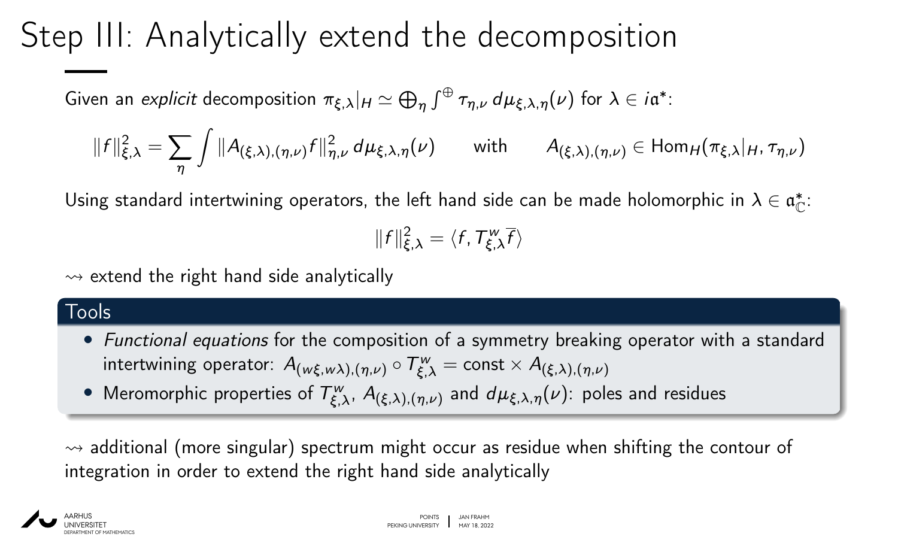# Step III: Analytically extend the decomposition

Given an *explicit* decomposition $\pi_{\xi,\lambda}|_H \simeq \bigoplus_\eta \int^\oplus \tau_{\eta,\nu} \, d\mu_{\xi,\lambda,\eta}(\nu)$ for $\lambda \in i\mathfrak{a}^*$:

$$\|f\|_{\xi,\lambda}^2 = \sum_\eta \int \|A_{(\xi,\lambda),(\eta,\nu)} f\|_{\eta,\nu}^2 \, d\mu_{\xi,\lambda,\eta}(\nu) \qquad \text{with} \qquad A_{(\xi,\lambda),(\eta,\nu)} \in \operatorname{Hom}_H(\pi_{\xi,\lambda}|_H, \tau_{\eta,\nu})$$

Using standard intertwining operators, the left hand side can be made holomorphic in $\lambda \in \mathfrak{a}_{\mathbb{C}}^*$:

$$\|f\|_{\xi,\lambda}^2 = \langle f, T_{\xi,\lambda}^w \overline{f} \rangle$$

$\rightsquigarrow$ extend the right hand side analytically

**Tools**

- *Functional equations* for the composition of a symmetry breaking operator with a standard intertwining operator: $A_{(w\xi,w\lambda),(\eta,\nu)} \circ T_{\xi,\lambda}^w = \text{const} \times A_{(\xi,\lambda),(\eta,\nu)}$
- Meromorphic properties of $T_{\xi,\lambda}^w$, $A_{(\xi,\lambda),(\eta,\nu)}$ and $d\mu_{\xi,\lambda,\eta}(\nu)$: poles and residues

$\rightsquigarrow$ additional (more singular) spectrum might occur as residue when shifting the contour of integration in order to extend the right hand side analytically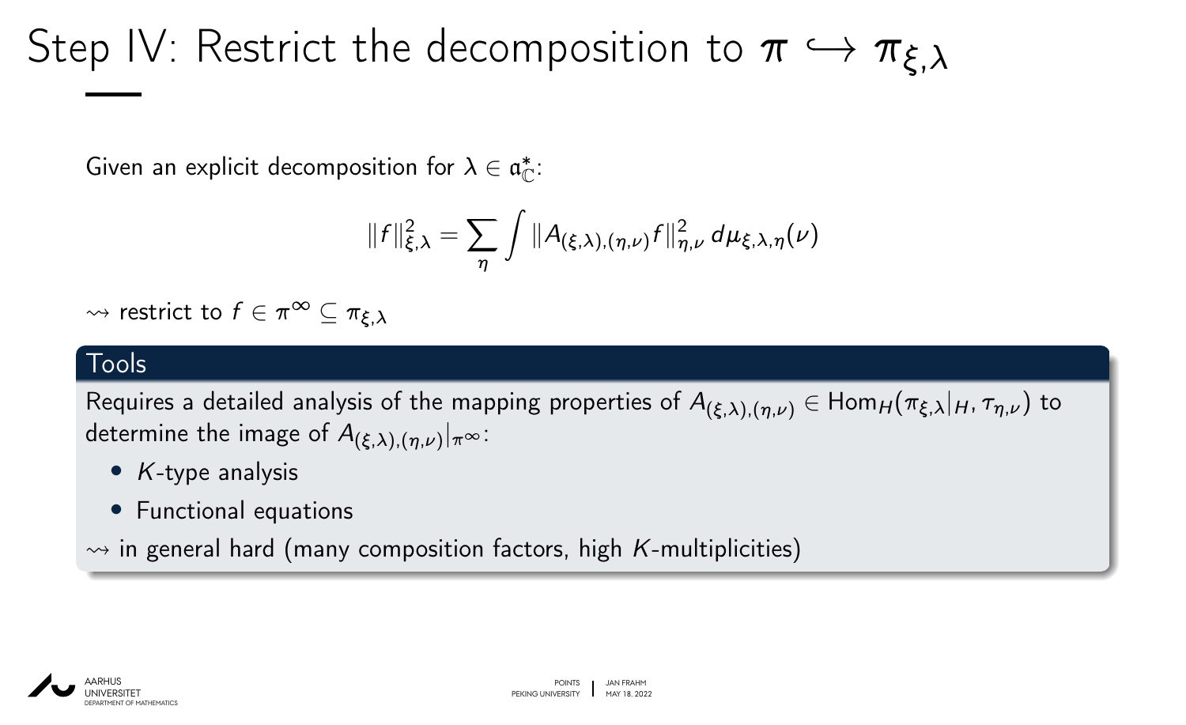# Step IV: Restrict the decomposition to $\pi \hookrightarrow \pi_{\xi,\lambda}$

Given an explicit decomposition for $\lambda \in \mathfrak{a}_{\mathbb{C}}^*$:

$$\|f\|_{\xi,\lambda}^2 = \sum_{\eta} \int \|A_{(\xi,\lambda),(\eta,\nu)} f\|_{\eta,\nu}^2 \, d\mu_{\xi,\lambda,\eta}(\nu)$$

$\rightsquigarrow$ restrict to $f \in \pi^\infty \subseteq \pi_{\xi,\lambda}$

**Tools**

Requires a detailed analysis of the mapping properties of $A_{(\xi,\lambda),(\eta,\nu)} \in \mathrm{Hom}_H(\pi_{\xi,\lambda}|_H, \tau_{\eta,\nu})$ to determine the image of $A_{(\xi,\lambda),(\eta,\nu)}|_{\pi^\infty}$:

- $K$-type analysis
- Functional equations

$\rightsquigarrow$ in general hard (many composition factors, high $K$-multiplicities)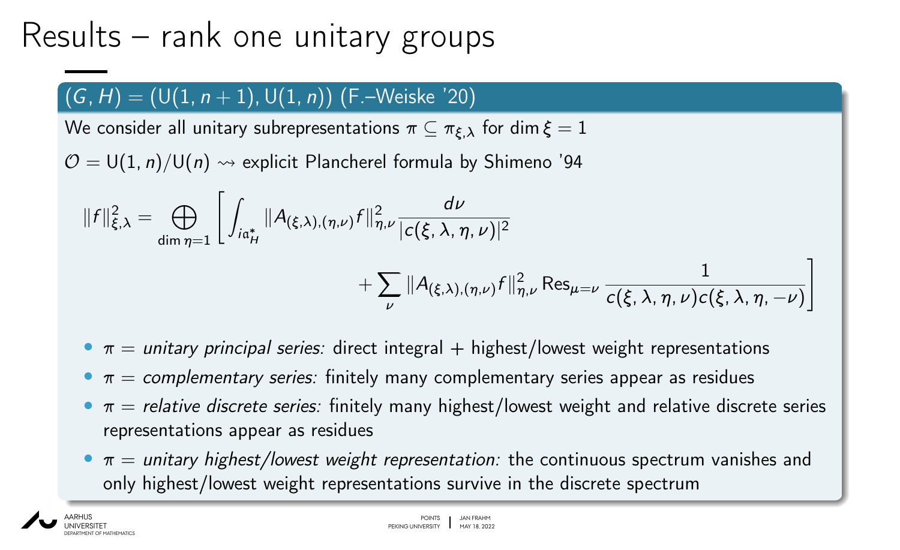# Results – rank one unitary groups

**$(G, H) = (\mathrm{U}(1, n+1), \mathrm{U}(1, n))$ (F.–Weiske '20)**

We consider all unitary subrepresentations $\pi \subseteq \pi_{\xi,\lambda}$ for $\dim \xi = 1$

$\mathcal{O} = \mathrm{U}(1, n)/\mathrm{U}(n) \rightsquigarrow$ explicit Plancherel formula by Shimeno '94

$$\|f\|_{\xi,\lambda}^2 = \bigoplus_{\dim \eta = 1} \left[ \int_{i\mathfrak{a}_H^*} \|A_{(\xi,\lambda),(\eta,\nu)} f\|_{\eta,\nu}^2 \frac{d\nu}{|c(\xi, \lambda, \eta, \nu)|^2} + \sum_{\nu} \|A_{(\xi,\lambda),(\eta,\nu)} f\|_{\eta,\nu}^2 \operatorname{Res}_{\mu=\nu} \frac{1}{c(\xi, \lambda, \eta, \nu) c(\xi, \lambda, \eta, -\nu)} \right]$$

- $\pi =$ *unitary principal series:* direct integral + highest/lowest weight representations
- $\pi =$ *complementary series:* finitely many complementary series appear as residues
- $\pi =$ *relative discrete series:* finitely many highest/lowest weight and relative discrete series representations appear as residues
- $\pi =$ *unitary highest/lowest weight representation:* the continuous spectrum vanishes and only highest/lowest weight representations survive in the discrete spectrum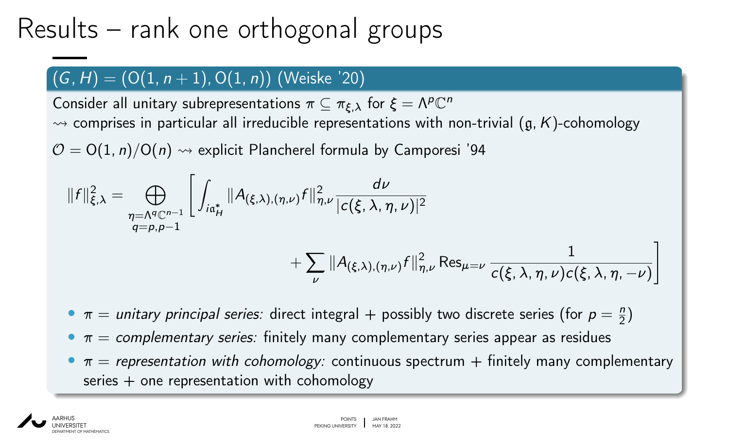# Results – rank one orthogonal groups

### $(G, H) = (\mathrm{O}(1, n+1), \mathrm{O}(1, n))$ (Weiske '20)

Consider all unitary subrepresentations $\pi \subseteq \pi_{\xi,\lambda}$ for $\xi = \Lambda^p\mathbb{C}^n$

$\rightsquigarrow$ comprises in particular all irreducible representations with non-trivial $(\mathfrak{g}, K)$-cohomology

$\mathcal{O} = \mathrm{O}(1, n)/\mathrm{O}(n) \rightsquigarrow$ explicit Plancherel formula by Camporesi '94

$$\|f\|^2_{\xi,\lambda} = \bigoplus_{\substack{\eta=\Lambda^q\mathbb{C}^{n-1}\\ q=p,p-1}} \left[ \int_{i\mathfrak{a}^*_H} \|A_{(\xi,\lambda),(\eta,\nu)}f\|^2_{\eta,\nu} \frac{d\nu}{|c(\xi,\lambda,\eta,\nu)|^2} + \sum_{\nu} \|A_{(\xi,\lambda),(\eta,\nu)}f\|^2_{\eta,\nu} \operatorname{Res}_{\mu=\nu} \frac{1}{c(\xi,\lambda,\eta,\nu)c(\xi,\lambda,\eta,-\nu)} \right]$$

- $\pi =$ *unitary principal series:* direct integral + possibly two discrete series (for $p = \frac{n}{2}$)
- $\pi =$ *complementary series:* finitely many complementary series appear as residues
- $\pi =$ *representation with cohomology:* continuous spectrum + finitely many complementary series + one representation with cohomology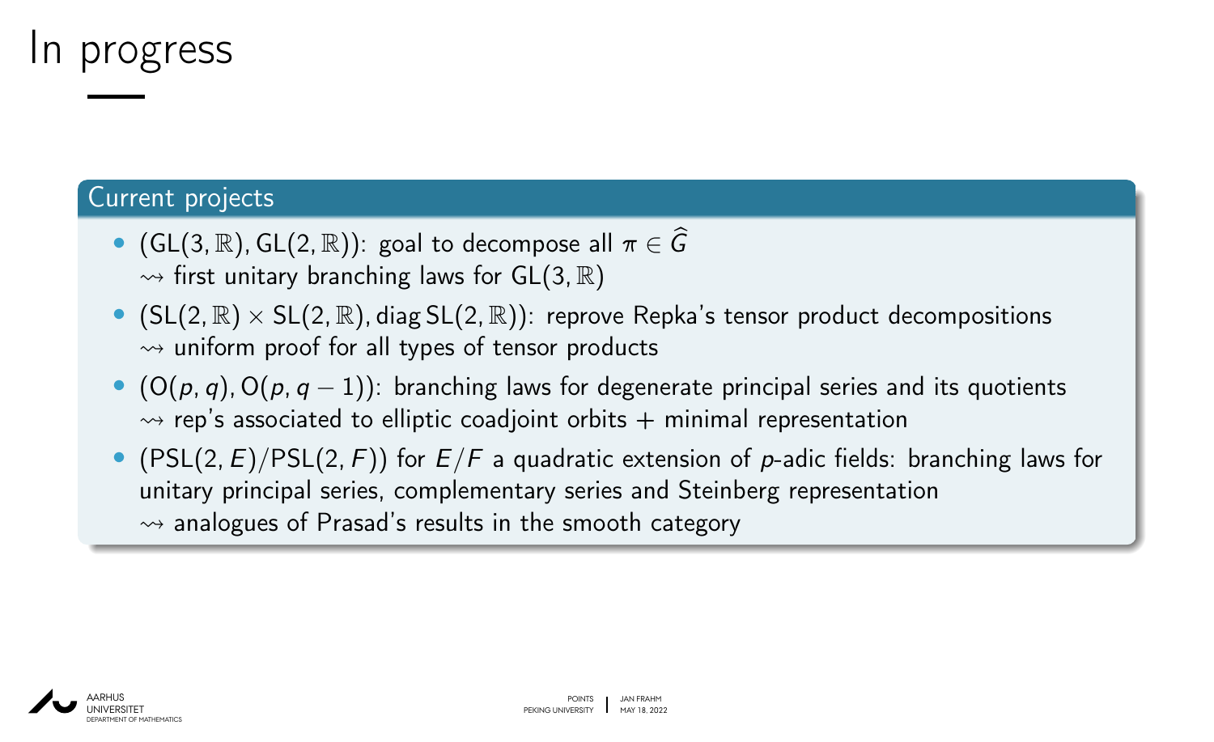# In progress

## Current projects

- $(\mathrm{GL}(3,\mathbb{R}),\mathrm{GL}(2,\mathbb{R}))$: goal to decompose all $\pi\in\widehat{G}$
  $\rightsquigarrow$ first unitary branching laws for $\mathrm{GL}(3,\mathbb{R})$
- $(\mathrm{SL}(2,\mathbb{R})\times\mathrm{SL}(2,\mathbb{R}),\operatorname{diag}\mathrm{SL}(2,\mathbb{R}))$: reprove Repka's tensor product decompositions
  $\rightsquigarrow$ uniform proof for all types of tensor products
- $(\mathrm{O}(p,q),\mathrm{O}(p,q-1))$: branching laws for degenerate principal series and its quotients
  $\rightsquigarrow$ rep's associated to elliptic coadjoint orbits + minimal representation
- $(\mathrm{PSL}(2,E)/\mathrm{PSL}(2,F))$ for $E/F$ a quadratic extension of $p$-adic fields: branching laws for unitary principal series, complementary series and Steinberg representation
  $\rightsquigarrow$ analogues of Prasad's results in the smooth category